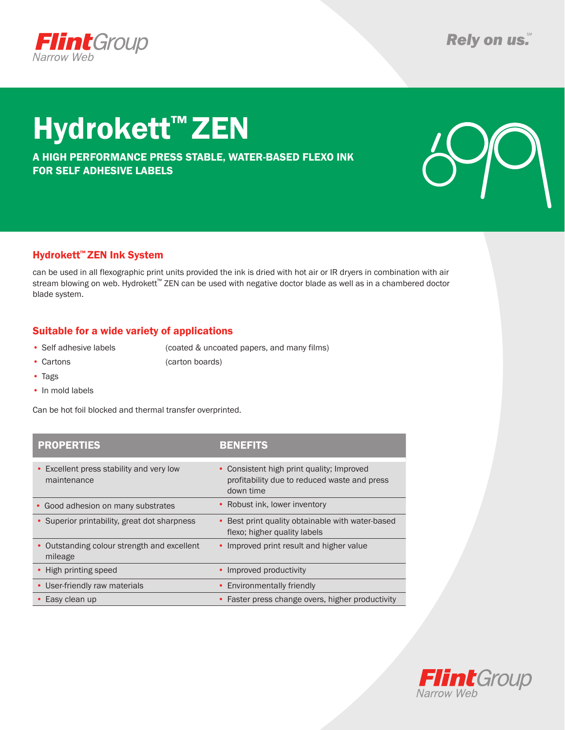FlintGroup Narrow Web

Rely on us.℠

# Hydrokett™ ZEN

## A HIGH PERFORMANCE PRESS STABLE, WATER-BASED FLEXO INK FOR SELF ADHESIVE LABELS

### Hydrokett™ ZEN Ink System

can be used in all flexographic print units provided the ink is dried with hot air or IR dryers in combination with air stream blowing on web. Hydrokett™ ZEN can be used with negative doctor blade as well as in a chambered doctor blade system.

### Suitable for a wide variety of applications

- Self adhesive labels (coated & uncoated papers, and many films)
- Cartons (carton boards)
- Tags
- In mold labels

Can be hot foil blocked and thermal transfer overprinted.

| PROPERTIES | BENEFITS |
|---|---|
| • Excellent press stability and very low maintenance | • Consistent high print quality; Improved profitability due to reduced waste and press down time |
| • Good adhesion on many substrates | • Robust ink, lower inventory |
| • Superior printability, great dot sharpness | • Best print quality obtainable with water-based flexo; higher quality labels |
| • Outstanding colour strength and excellent mileage | • Improved print result and higher value |
| • High printing speed | • Improved productivity |
| • User-friendly raw materials | • Environmentally friendly |
| • Easy clean up | • Faster press change overs, higher productivity |

FlintGroup Narrow Web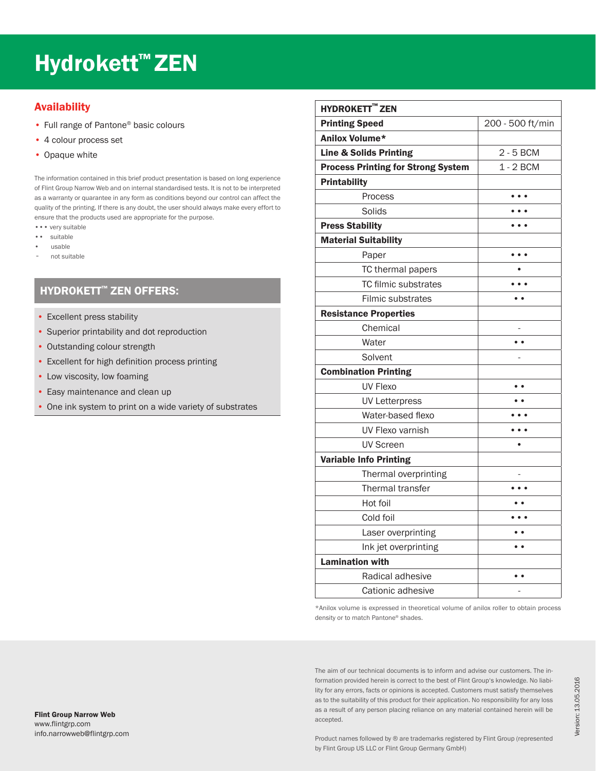# Hydrokett™ ZEN

## Availability

- Full range of Pantone® basic colours
- 4 colour process set
- Opaque white

The information contained in this brief product presentation is based on long experience of Flint Group Narrow Web and on internal standardised tests. It is not to be interpreted as a warranty or quarantee in any form as conditions beyond our control can affect the quality of the printing. If there is any doubt, the user should always make every effort to ensure that the products used are appropriate for the purpose.

• • • very suitable
• • suitable
• usable
- not suitable

## HYDROKETT™ ZEN OFFERS:

- Excellent press stability
- Superior printability and dot reproduction
- Outstanding colour strength
- Excellent for high definition process printing
- Low viscosity, low foaming
- Easy maintenance and clean up
- One ink system to print on a wide variety of substrates

| HYDROKETT™ ZEN | |
|---|---|
| **Printing Speed** | 200 - 500 ft/min |
| **Anilox Volume*** | |
| **Line & Solids Printing** | 2 - 5 BCM |
| **Process Printing for Strong System** | 1 - 2 BCM |
| **Printability** | |
| Process | • • • |
| Solids | • • • |
| **Press Stability** | • • • |
| **Material Suitability** | |
| Paper | • • • |
| TC thermal papers | • |
| TC filmic substrates | • • • |
| Filmic substrates | • • |
| **Resistance Properties** | |
| Chemical | - |
| Water | • • |
| Solvent | - |
| **Combination Printing** | |
| UV Flexo | • • |
| UV Letterpress | • • |
| Water-based flexo | • • • |
| UV Flexo varnish | • • • |
| UV Screen | • |
| **Variable Info Printing** | |
| Thermal overprinting | - |
| Thermal transfer | • • • |
| Hot foil | • • |
| Cold foil | • • • |
| Laser overprinting | • • |
| Ink jet overprinting | • • |
| **Lamination with** | |
| Radical adhesive | • • |
| Cationic adhesive | - |

*Anilox volume is expressed in theoretical volume of anilox roller to obtain process density or to match Pantone® shades.

**Flint Group Narrow Web**
www.flintgrp.com
info.narrowweb@flintgrp.com

The aim of our technical documents is to inform and advise our customers. The information provided herein is correct to the best of Flint Group's knowledge. No liability for any errors, facts or opinions is accepted. Customers must satisfy themselves as to the suitability of this product for their application. No responsibility for any loss as a result of any person placing reliance on any material contained herein will be accepted.

Product names followed by ® are trademarks registered by Flint Group (represented by Flint Group US LLC or Flint Group Germany GmbH)

Version: 13.05.2016